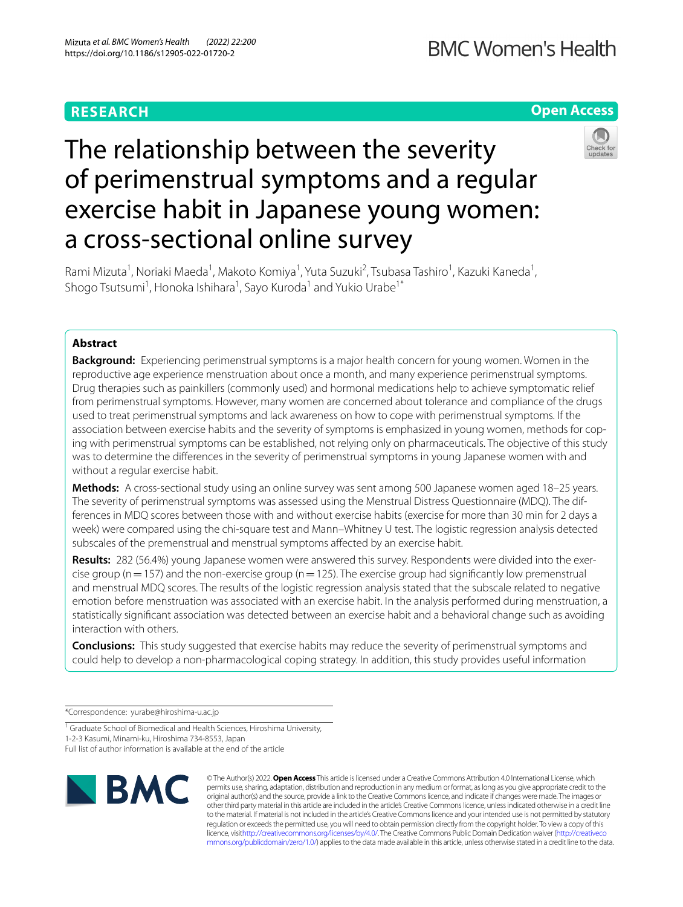**RESEARCH** **Open Access**

# The relationship between the severity of perimenstrual symptoms and a regular exercise habit in Japanese young women: a cross-sectional online survey

Rami Mizuta[1], Noriaki Maeda[1], Makoto Komiya[1], Yuta Suzuki[2], Tsubasa Tashiro[1], Kazuki Kaneda[1], Shogo Tsutsumi[1], Honoka Ishihara[1], Sayo Kuroda[1] and Yukio Urabe[1*]

## Abstract

**Background:** Experiencing perimenstrual symptoms is a major health concern for young women. Women in the reproductive age experience menstruation about once a month, and many experience perimenstrual symptoms. Drug therapies such as painkillers (commonly used) and hormonal medications help to achieve symptomatic relief from perimenstrual symptoms. However, many women are concerned about tolerance and compliance of the drugs used to treat perimenstrual symptoms and lack awareness on how to cope with perimenstrual symptoms. If the association between exercise habits and the severity of symptoms is emphasized in young women, methods for coping with perimenstrual symptoms can be established, not relying only on pharmaceuticals. The objective of this study was to determine the differences in the severity of perimenstrual symptoms in young Japanese women with and without a regular exercise habit.

**Methods:** A cross-sectional study using an online survey was sent among 500 Japanese women aged 18–25 years. The severity of perimenstrual symptoms was assessed using the Menstrual Distress Questionnaire (MDQ). The differences in MDQ scores between those with and without exercise habits (exercise for more than 30 min for 2 days a week) were compared using the chi-square test and Mann–Whitney U test. The logistic regression analysis detected subscales of the premenstrual and menstrual symptoms affected by an exercise habit.

**Results:** 282 (56.4%) young Japanese women were answered this survey. Respondents were divided into the exercise group (n = 157) and the non-exercise group (n = 125). The exercise group had significantly low premenstrual and menstrual MDQ scores. The results of the logistic regression analysis stated that the subscale related to negative emotion before menstruation was associated with an exercise habit. In the analysis performed during menstruation, a statistically significant association was detected between an exercise habit and a behavioral change such as avoiding interaction with others.

**Conclusions:** This study suggested that exercise habits may reduce the severity of perimenstrual symptoms and could help to develop a non-pharmacological coping strategy. In addition, this study provides useful information

*Correspondence: yurabe@hiroshima-u.ac.jp

[1] Graduate School of Biomedical and Health Sciences, Hiroshima University, 1-2-3 Kasumi, Minami-ku, Hiroshima 734-8553, Japan

Full list of author information is available at the end of the article

© The Author(s) 2022. **Open Access** This article is licensed under a Creative Commons Attribution 4.0 International License, which permits use, sharing, adaptation, distribution and reproduction in any medium or format, as long as you give appropriate credit to the original author(s) and the source, provide a link to the Creative Commons licence, and indicate if changes were made. The images or other third party material in this article are included in the article's Creative Commons licence, unless indicated otherwise in a credit line to the material. If material is not included in the article's Creative Commons licence and your intended use is not permitted by statutory regulation or exceeds the permitted use, you will need to obtain permission directly from the copyright holder. To view a copy of this licence, visit http://creativecommons.org/licenses/by/4.0/. The Creative Commons Public Domain Dedication waiver (http://creativecommons.org/publicdomain/zero/1.0/) applies to the data made available in this article, unless otherwise stated in a credit line to the data.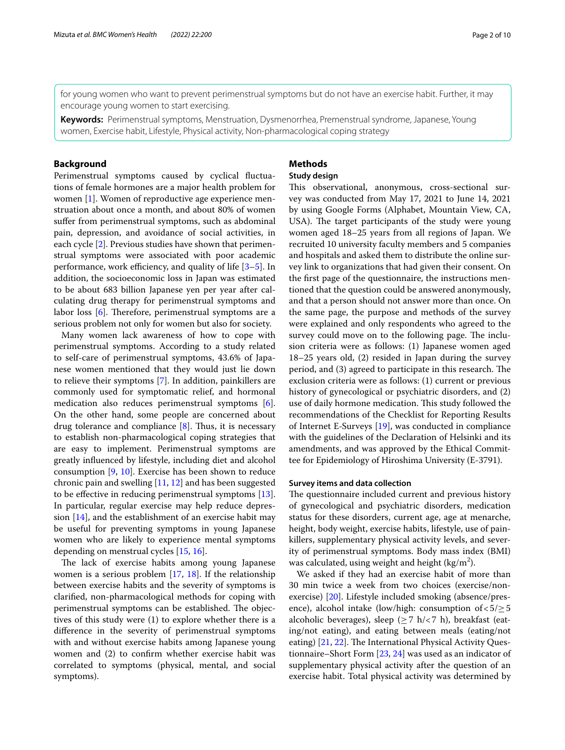for young women who want to prevent perimenstrual symptoms but do not have an exercise habit. Further, it may encourage young women to start exercising.

**Keywords:** Perimenstrual symptoms, Menstruation, Dysmenorrhea, Premenstrual syndrome, Japanese, Young women, Exercise habit, Lifestyle, Physical activity, Non-pharmacological coping strategy

## Background

Perimenstrual symptoms caused by cyclical fluctuations of female hormones are a major health problem for women [1]. Women of reproductive age experience menstruation about once a month, and about 80% of women suffer from perimenstrual symptoms, such as abdominal pain, depression, and avoidance of social activities, in each cycle [2]. Previous studies have shown that perimenstrual symptoms were associated with poor academic performance, work efficiency, and quality of life [3–5]. In addition, the socioeconomic loss in Japan was estimated to be about 683 billion Japanese yen per year after calculating drug therapy for perimenstrual symptoms and labor loss [6]. Therefore, perimenstrual symptoms are a serious problem not only for women but also for society.

Many women lack awareness of how to cope with perimenstrual symptoms. According to a study related to self-care of perimenstrual symptoms, 43.6% of Japanese women mentioned that they would just lie down to relieve their symptoms [7]. In addition, painkillers are commonly used for symptomatic relief, and hormonal medication also reduces perimenstrual symptoms [6]. On the other hand, some people are concerned about drug tolerance and compliance [8]. Thus, it is necessary to establish non-pharmacological coping strategies that are easy to implement. Perimenstrual symptoms are greatly influenced by lifestyle, including diet and alcohol consumption [9, 10]. Exercise has been shown to reduce chronic pain and swelling [11, 12] and has been suggested to be effective in reducing perimenstrual symptoms [13]. In particular, regular exercise may help reduce depression [14], and the establishment of an exercise habit may be useful for preventing symptoms in young Japanese women who are likely to experience mental symptoms depending on menstrual cycles [15, 16].

The lack of exercise habits among young Japanese women is a serious problem [17, 18]. If the relationship between exercise habits and the severity of symptoms is clarified, non-pharmacological methods for coping with perimenstrual symptoms can be established. The objectives of this study were (1) to explore whether there is a difference in the severity of perimenstrual symptoms with and without exercise habits among Japanese young women and (2) to confirm whether exercise habit was correlated to symptoms (physical, mental, and social symptoms).

## Methods

### Study design

This observational, anonymous, cross-sectional survey was conducted from May 17, 2021 to June 14, 2021 by using Google Forms (Alphabet, Mountain View, CA, USA). The target participants of the study were young women aged 18–25 years from all regions of Japan. We recruited 10 university faculty members and 5 companies and hospitals and asked them to distribute the online survey link to organizations that had given their consent. On the first page of the questionnaire, the instructions mentioned that the question could be answered anonymously, and that a person should not answer more than once. On the same page, the purpose and methods of the survey were explained and only respondents who agreed to the survey could move on to the following page. The inclusion criteria were as follows: (1) Japanese women aged 18–25 years old, (2) resided in Japan during the survey period, and (3) agreed to participate in this research. The exclusion criteria were as follows: (1) current or previous history of gynecological or psychiatric disorders, and (2) use of daily hormone medication. This study followed the recommendations of the Checklist for Reporting Results of Internet E-Surveys [19], was conducted in compliance with the guidelines of the Declaration of Helsinki and its amendments, and was approved by the Ethical Committee for Epidemiology of Hiroshima University (E-3791).

### Survey items and data collection

The questionnaire included current and previous history of gynecological and psychiatric disorders, medication status for these disorders, current age, age at menarche, height, body weight, exercise habits, lifestyle, use of painkillers, supplementary physical activity levels, and severity of perimenstrual symptoms. Body mass index (BMI) was calculated, using weight and height (kg/m$^2$).

We asked if they had an exercise habit of more than 30 min twice a week from two choices (exercise/non-exercise) [20]. Lifestyle included smoking (absence/presence), alcohol intake (low/high: consumption of $<5/\geq 5$ alcoholic beverages), sleep ($\geq 7$ h/$<7$ h), breakfast (eating/not eating), and eating between meals (eating/not eating) [21, 22]. The International Physical Activity Questionnaire–Short Form [23, 24] was used as an indicator of supplementary physical activity after the question of an exercise habit. Total physical activity was determined by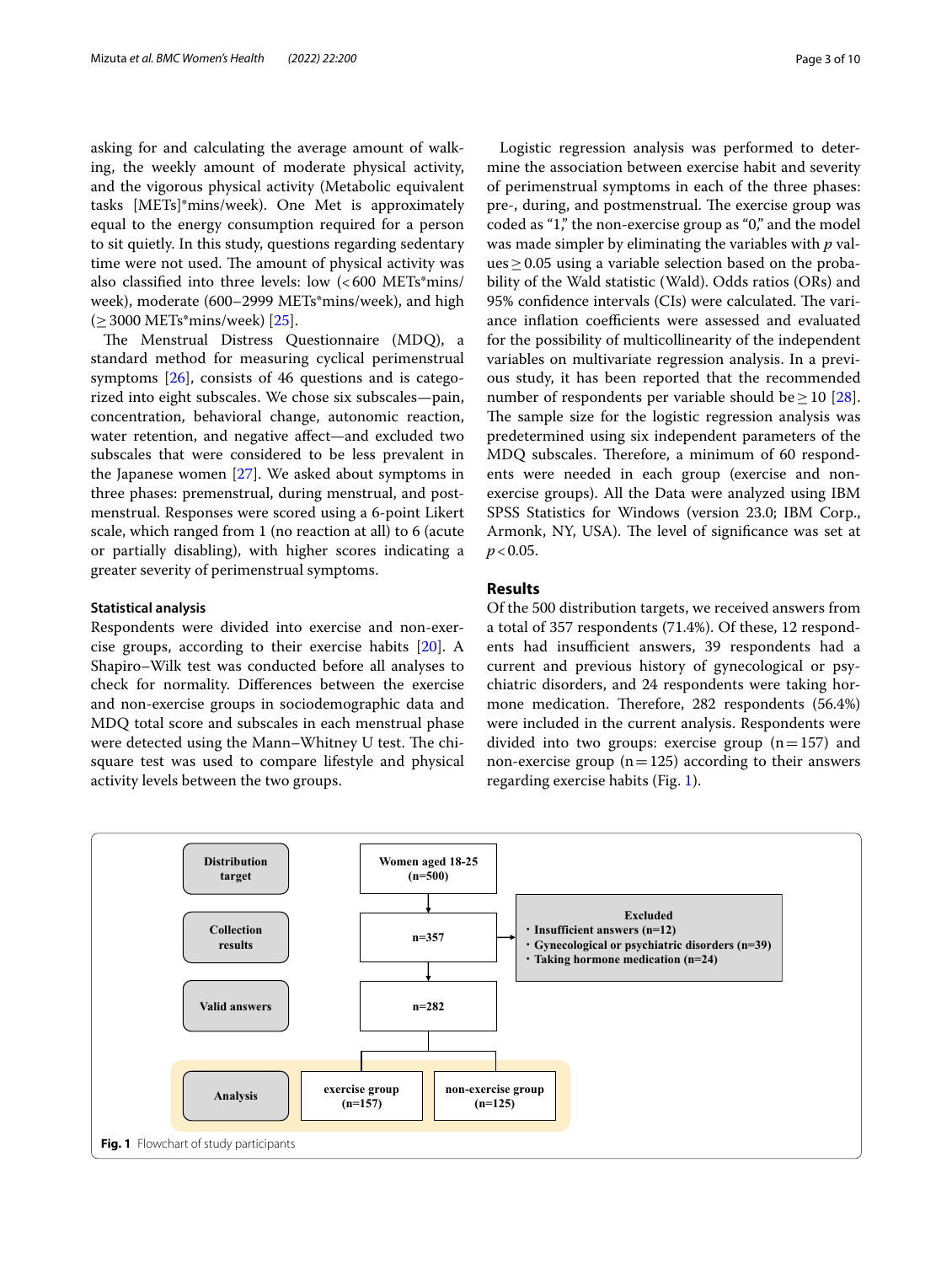asking for and calculating the average amount of walking, the weekly amount of moderate physical activity, and the vigorous physical activity (Metabolic equivalent tasks [METs]*mins/week). One Met is approximately equal to the energy consumption required for a person to sit quietly. In this study, questions regarding sedentary time were not used. The amount of physical activity was also classified into three levels: low (<600 METs*mins/week), moderate (600–2999 METs*mins/week), and high (≥3000 METs*mins/week) [25].

The Menstrual Distress Questionnaire (MDQ), a standard method for measuring cyclical perimenstrual symptoms [26], consists of 46 questions and is categorized into eight subscales. We chose six subscales—pain, concentration, behavioral change, autonomic reaction, water retention, and negative affect—and excluded two subscales that were considered to be less prevalent in the Japanese women [27]. We asked about symptoms in three phases: premenstrual, during menstrual, and postmenstrual. Responses were scored using a 6-point Likert scale, which ranged from 1 (no reaction at all) to 6 (acute or partially disabling), with higher scores indicating a greater severity of perimenstrual symptoms.

#### Statistical analysis

Respondents were divided into exercise and non-exercise groups, according to their exercise habits [20]. A Shapiro–Wilk test was conducted before all analyses to check for normality. Differences between the exercise and non-exercise groups in sociodemographic data and MDQ total score and subscales in each menstrual phase were detected using the Mann–Whitney U test. The chi-square test was used to compare lifestyle and physical activity levels between the two groups.

Logistic regression analysis was performed to determine the association between exercise habit and severity of perimenstrual symptoms in each of the three phases: pre-, during, and postmenstrual. The exercise group was coded as "1," the non-exercise group as "0," and the model was made simpler by eliminating the variables with *p* values $\geq 0.05$ using a variable selection based on the probability of the Wald statistic (Wald). Odds ratios (ORs) and 95% confidence intervals (CIs) were calculated. The variance inflation coefficients were assessed and evaluated for the possibility of multicollinearity of the independent variables on multivariate regression analysis. In a previous study, it has been reported that the recommended number of respondents per variable should be $\geq 10$ [28]. The sample size for the logistic regression analysis was predetermined using six independent parameters of the MDQ subscales. Therefore, a minimum of 60 respondents were needed in each group (exercise and non-exercise groups). All the Data were analyzed using IBM SPSS Statistics for Windows (version 23.0; IBM Corp., Armonk, NY, USA). The level of significance was set at $p < 0.05$.

## Results

Of the 500 distribution targets, we received answers from a total of 357 respondents (71.4%). Of these, 12 respondents had insufficient answers, 39 respondents had a current and previous history of gynecological or psychiatric disorders, and 24 respondents were taking hormone medication. Therefore, 282 respondents (56.4%) were included in the current analysis. Respondents were divided into two groups: exercise group (n = 157) and non-exercise group (n = 125) according to their answers regarding exercise habits (Fig. 1).

| Stage | Participants |
| --- | --- |
| Distribution target | Women aged 18-25 (n=500) |
| Collection results | n=357 → Excluded: Insufficient answers (n=12); Gynecological or psychiatric disorders (n=39); Taking hormone medication (n=24) |
| Valid answers | n=282 |
| Analysis | exercise group (n=157); non-exercise group (n=125) |

**Fig. 1** Flowchart of study participants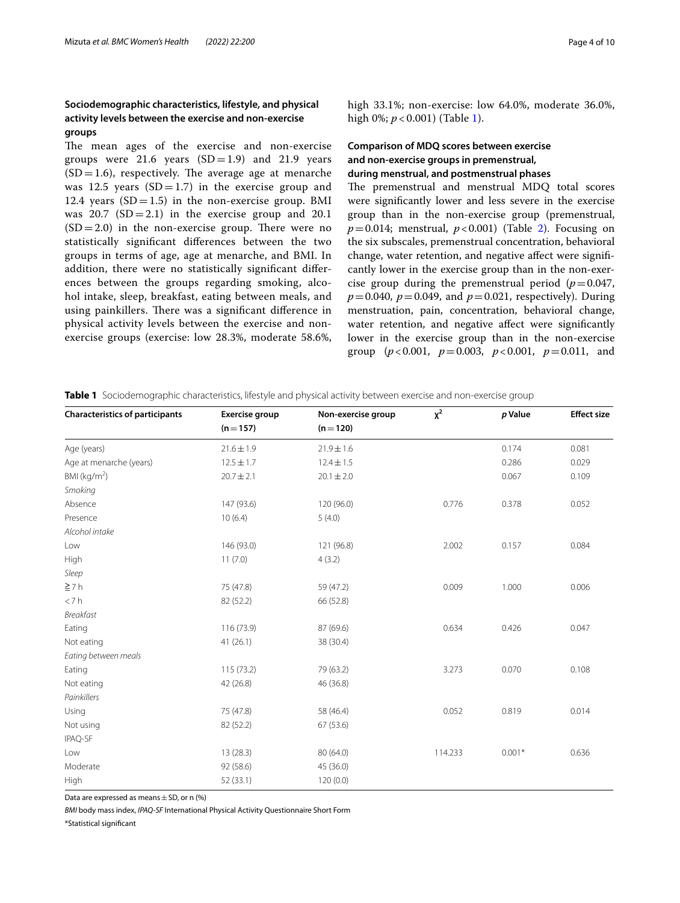### Sociodemographic characteristics, lifestyle, and physical activity levels between the exercise and non-exercise groups

The mean ages of the exercise and non-exercise groups were 21.6 years (SD = 1.9) and 21.9 years (SD = 1.6), respectively. The average age at menarche was 12.5 years (SD = 1.7) in the exercise group and 12.4 years (SD = 1.5) in the non-exercise group. BMI was 20.7 (SD = 2.1) in the exercise group and 20.1 (SD = 2.0) in the non-exercise group. There were no statistically significant differences between the two groups in terms of age, age at menarche, and BMI. In addition, there were no statistically significant differences between the groups regarding smoking, alcohol intake, sleep, breakfast, eating between meals, and using painkillers. There was a significant difference in physical activity levels between the exercise and non-exercise groups (exercise: low 28.3%, moderate 58.6%, high 33.1%; non-exercise: low 64.0%, moderate 36.0%, high 0%; $p < 0.001$) (Table 1).

### Comparison of MDQ scores between exercise and non-exercise groups in premenstrual, during menstrual, and postmenstrual phases

The premenstrual and menstrual MDQ total scores were significantly lower and less severe in the exercise group than in the non-exercise group (premenstrual, $p = 0.014$; menstrual, $p < 0.001$) (Table 2). Focusing on the six subscales, premenstrual concentration, behavioral change, water retention, and negative affect were significantly lower in the exercise group than in the non-exercise group during the premenstrual period ($p = 0.047$, $p = 0.040$, $p = 0.049$, and $p = 0.021$, respectively). During menstruation, pain, concentration, behavioral change, water retention, and negative affect were significantly lower in the exercise group than in the non-exercise group ($p < 0.001$, $p = 0.003$, $p < 0.001$, $p = 0.011$, and

**Table 1** Sociodemographic characteristics, lifestyle and physical activity between exercise and non-exercise group

| Characteristics of participants | Exercise group (n = 157) | Non-exercise group (n = 120) | $\chi^2$ | p Value | Effect size |
|---|---|---|---|---|---|
| Age (years) | 21.6 ± 1.9 | 21.9 ± 1.6 | | 0.174 | 0.081 |
| Age at menarche (years) | 12.5 ± 1.7 | 12.4 ± 1.5 | | 0.286 | 0.029 |
| BMI (kg/m$^2$) | 20.7 ± 2.1 | 20.1 ± 2.0 | | 0.067 | 0.109 |
| *Smoking* | | | | | |
| Absence | 147 (93.6) | 120 (96.0) | 0.776 | 0.378 | 0.052 |
| Presence | 10 (6.4) | 5 (4.0) | | | |
| *Alcohol intake* | | | | | |
| Low | 146 (93.0) | 121 (96.8) | 2.002 | 0.157 | 0.084 |
| High | 11 (7.0) | 4 (3.2) | | | |
| *Sleep* | | | | | |
| ≧7 h | 75 (47.8) | 59 (47.2) | 0.009 | 1.000 | 0.006 |
| <7 h | 82 (52.2) | 66 (52.8) | | | |
| *Breakfast* | | | | | |
| Eating | 116 (73.9) | 87 (69.6) | 0.634 | 0.426 | 0.047 |
| Not eating | 41 (26.1) | 38 (30.4) | | | |
| *Eating between meals* | | | | | |
| Eating | 115 (73.2) | 79 (63.2) | 3.273 | 0.070 | 0.108 |
| Not eating | 42 (26.8) | 46 (36.8) | | | |
| *Painkillers* | | | | | |
| Using | 75 (47.8) | 58 (46.4) | 0.052 | 0.819 | 0.014 |
| Not using | 82 (52.2) | 67 (53.6) | | | |
| IPAQ-SF | | | | | |
| Low | 13 (28.3) | 80 (64.0) | 114.233 | 0.001* | 0.636 |
| Moderate | 92 (58.6) | 45 (36.0) | | | |
| High | 52 (33.1) | 120 (0.0) | | | |

Data are expressed as means ± SD, or n (%)

*BMI* body mass index, *IPAQ-SF* International Physical Activity Questionnaire Short Form

*Statistical significant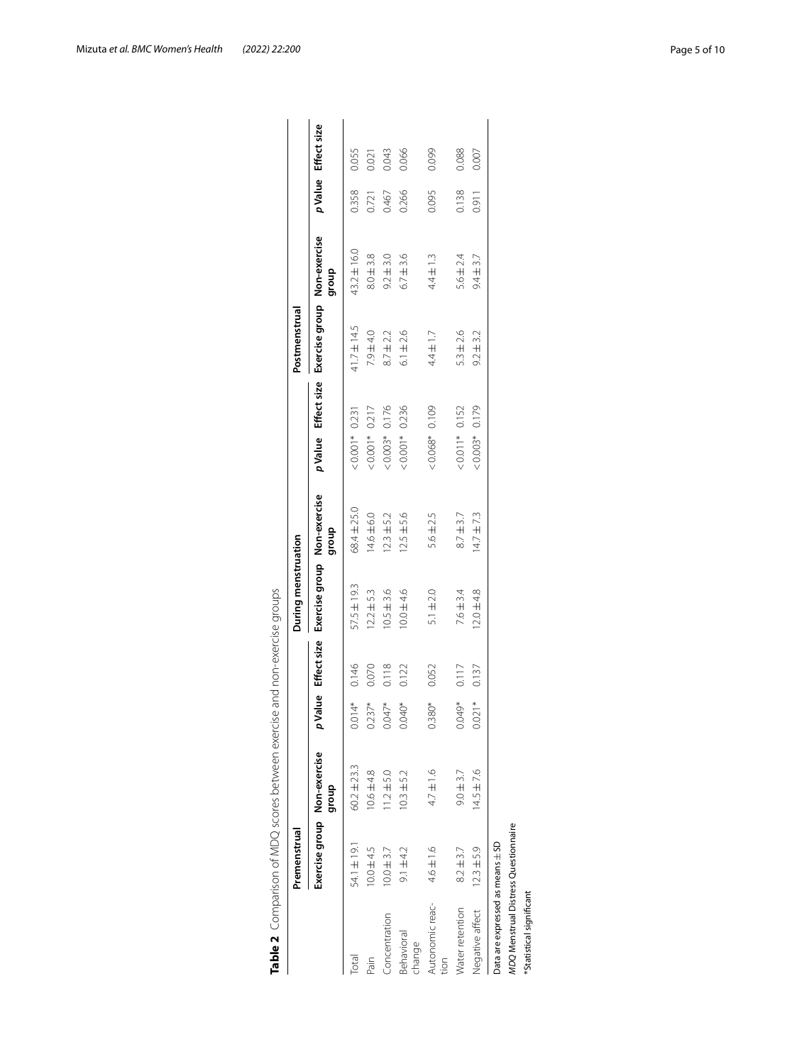**Table 2** Comparison of MDQ scores between exercise and non-exercise groups

| | Premenstrual | | | | During menstruation | | | | Postmenstrual | | | |
|---|---|---|---|---|---|---|---|---|---|---|---|---|
| | Exercise group | Non-exercise group | *p* Value | Effect size | Exercise group | Non-exercise group | *p* Value | Effect size | Exercise group | Non-exercise group | *p* Value | Effect size |
| Total | 54.1 ± 19.1 | 60.2 ± 23.3 | 0.014* | 0.146 | 57.5 ± 19.3 | 68.4 ± 25.0 | < 0.001* | 0.231 | 41.7 ± 14.5 | 43.2 ± 16.0 | 0.358 | 0.055 |
| Pain | 10.0 ± 4.5 | 10.6 ± 4.8 | 0.237* | 0.070 | 12.2 ± 5.3 | 14.6 ± 6.0 | < 0.001* | 0.217 | 7.9 ± 4.0 | 8.0 ± 3.8 | 0.721 | 0.021 |
| Concentration | 10.0 ± 3.7 | 11.2 ± 5.0 | 0.047* | 0.118 | 10.5 ± 3.6 | 12.3 ± 5.2 | < 0.003* | 0.176 | 8.7 ± 2.2 | 9.2 ± 3.0 | 0.467 | 0.043 |
| Behavioral change | 9.1 ± 4.2 | 10.3 ± 5.2 | 0.040* | 0.122 | 10.0 ± 4.6 | 12.5 ± 5.6 | < 0.001* | 0.236 | 6.1 ± 2.6 | 6.7 ± 3.6 | 0.266 | 0.066 |
| Autonomic reaction | 4.6 ± 1.6 | 4.7 ± 1.6 | 0.380* | 0.052 | 5.1 ± 2.0 | 5.6 ± 2.5 | < 0.068* | 0.109 | 4.4 ± 1.7 | 4.4 ± 1.3 | 0.095 | 0.099 |
| Water retention | 8.2 ± 3.7 | 9.0 ± 3.7 | 0.049* | 0.117 | 7.6 ± 3.4 | 8.7 ± 3.7 | < 0.011* | 0.152 | 5.3 ± 2.6 | 5.6 ± 2.4 | 0.138 | 0.088 |
| Negative affect | 12.3 ± 5.9 | 14.5 ± 7.6 | 0.021* | 0.137 | 12.0 ± 4.8 | 14.7 ± 7.3 | < 0.003* | 0.179 | 9.2 ± 3.2 | 9.4 ± 3.7 | 0.911 | 0.007 |

Data are expressed as means ± SD

*MDQ* Menstrual Distress Questionnaire

*Statistical significant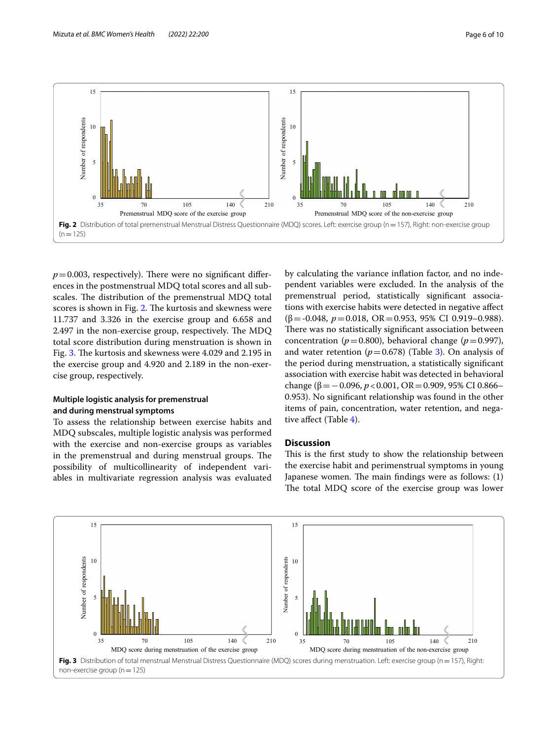$p = 0.003$, respectively). There were no significant differences in the postmenstrual MDQ total scores and all subscales. The distribution of the premenstrual MDQ total scores is shown in Fig. 2. The kurtosis and skewness were 11.737 and 3.326 in the exercise group and 6.658 and 2.497 in the non-exercise group, respectively. The MDQ total score distribution during menstruation is shown in Fig. 3. The kurtosis and skewness were 4.029 and 2.195 in the exercise group and 4.920 and 2.189 in the non-exercise group, respectively.

Fig. 2 Distribution of total premenstrual Menstrual Distress Questionnaire (MDQ) scores. Left: exercise group (n = 157), Right: non-exercise group (n = 125)

### Multiple logistic analysis for premenstrual and during menstrual symptoms

To assess the relationship between exercise habits and MDQ subscales, multiple logistic analysis was performed with the exercise and non-exercise groups as variables in the premenstrual and during menstrual groups. The possibility of multicollinearity of independent variables in multivariate regression analysis was evaluated by calculating the variance inflation factor, and no independent variables were excluded. In the analysis of the premenstrual period, statistically significant associations with exercise habits were detected in negative affect ($\beta = -0.048$, $p = 0.018$, OR = 0.953, 95% CI 0.919–0.988). There was no statistically significant association between concentration ($p = 0.800$), behavioral change ($p = 0.997$), and water retention ($p = 0.678$) (Table 3). On analysis of the period during menstruation, a statistically significant association with exercise habit was detected in behavioral change ($\beta = -0.096$, $p < 0.001$, OR = 0.909, 95% CI 0.866–0.953). No significant relationship was found in the other items of pain, concentration, water retention, and negative affect (Table 4).

## Discussion

This is the first study to show the relationship between the exercise habit and perimenstrual symptoms in young Japanese women. The main findings were as follows: (1) The total MDQ score of the exercise group was lower

Fig. 3 Distribution of total menstrual Menstrual Distress Questionnaire (MDQ) scores during menstruation. Left: exercise group (n = 157), Right: non-exercise group (n = 125)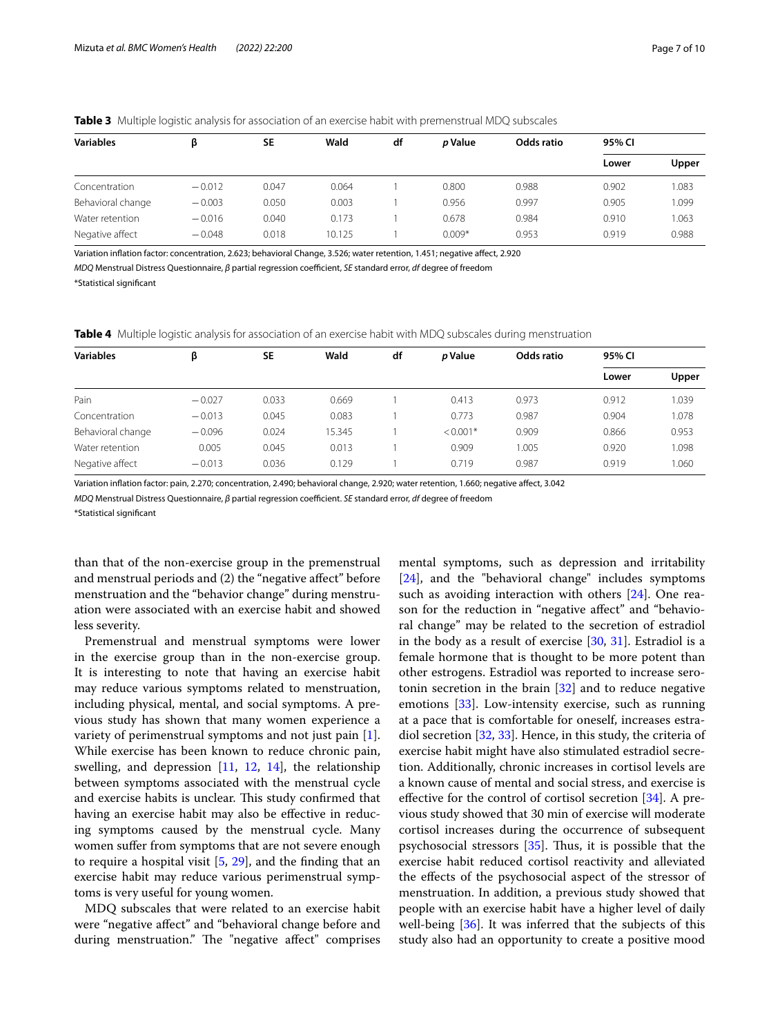**Table 3** Multiple logistic analysis for association of an exercise habit with premenstrual MDQ subscales

| Variables | β | SE | Wald | df | *p* Value | Odds ratio | 95% CI | |
|---|---|---|---|---|---|---|---|---|
| | | | | | | | Lower | Upper |
| Concentration | −0.012 | 0.047 | 0.064 | 1 | 0.800 | 0.988 | 0.902 | 1.083 |
| Behavioral change | −0.003 | 0.050 | 0.003 | 1 | 0.956 | 0.997 | 0.905 | 1.099 |
| Water retention | −0.016 | 0.040 | 0.173 | 1 | 0.678 | 0.984 | 0.910 | 1.063 |
| Negative affect | −0.048 | 0.018 | 10.125 | 1 | 0.009* | 0.953 | 0.919 | 0.988 |

Variation inflation factor: concentration, 2.623; behavioral Change, 3.526; water retention, 1.451; negative affect, 2.920

*MDQ* Menstrual Distress Questionnaire, *β* partial regression coefficient, *SE* standard error, *df* degree of freedom

*Statistical significant

**Table 4** Multiple logistic analysis for association of an exercise habit with MDQ subscales during menstruation

| Variables | β | SE | Wald | df | *p* Value | Odds ratio | 95% CI | |
|---|---|---|---|---|---|---|---|---|
| | | | | | | | Lower | Upper |
| Pain | −0.027 | 0.033 | 0.669 | 1 | 0.413 | 0.973 | 0.912 | 1.039 |
| Concentration | −0.013 | 0.045 | 0.083 | 1 | 0.773 | 0.987 | 0.904 | 1.078 |
| Behavioral change | −0.096 | 0.024 | 15.345 | 1 | <0.001* | 0.909 | 0.866 | 0.953 |
| Water retention | 0.005 | 0.045 | 0.013 | 1 | 0.909 | 1.005 | 0.920 | 1.098 |
| Negative affect | −0.013 | 0.036 | 0.129 | 1 | 0.719 | 0.987 | 0.919 | 1.060 |

Variation inflation factor: pain, 2.270; concentration, 2.490; behavioral change, 2.920; water retention, 1.660; negative affect, 3.042

*MDQ* Menstrual Distress Questionnaire, *β* partial regression coefficient. *SE* standard error, *df* degree of freedom

*Statistical significant

than that of the non-exercise group in the premenstrual and menstrual periods and (2) the "negative affect" before menstruation and the "behavior change" during menstruation were associated with an exercise habit and showed less severity.

Premenstrual and menstrual symptoms were lower in the exercise group than in the non-exercise group. It is interesting to note that having an exercise habit may reduce various symptoms related to menstruation, including physical, mental, and social symptoms. A previous study has shown that many women experience a variety of perimenstrual symptoms and not just pain [1]. While exercise has been known to reduce chronic pain, swelling, and depression [11, 12, 14], the relationship between symptoms associated with the menstrual cycle and exercise habits is unclear. This study confirmed that having an exercise habit may also be effective in reducing symptoms caused by the menstrual cycle. Many women suffer from symptoms that are not severe enough to require a hospital visit [5, 29], and the finding that an exercise habit may reduce various perimenstrual symptoms is very useful for young women.

MDQ subscales that were related to an exercise habit were "negative affect" and "behavioral change before and during menstruation." The "negative affect" comprises mental symptoms, such as depression and irritability [24], and the "behavioral change" includes symptoms such as avoiding interaction with others [24]. One reason for the reduction in "negative affect" and "behavioral change" may be related to the secretion of estradiol in the body as a result of exercise [30, 31]. Estradiol is a female hormone that is thought to be more potent than other estrogens. Estradiol was reported to increase serotonin secretion in the brain [32] and to reduce negative emotions [33]. Low-intensity exercise, such as running at a pace that is comfortable for oneself, increases estradiol secretion [32, 33]. Hence, in this study, the criteria of exercise habit might have also stimulated estradiol secretion. Additionally, chronic increases in cortisol levels are a known cause of mental and social stress, and exercise is effective for the control of cortisol secretion [34]. A previous study showed that 30 min of exercise will moderate cortisol increases during the occurrence of subsequent psychosocial stressors [35]. Thus, it is possible that the exercise habit reduced cortisol reactivity and alleviated the effects of the psychosocial aspect of the stressor of menstruation. In addition, a previous study showed that people with an exercise habit have a higher level of daily well-being [36]. It was inferred that the subjects of this study also had an opportunity to create a positive mood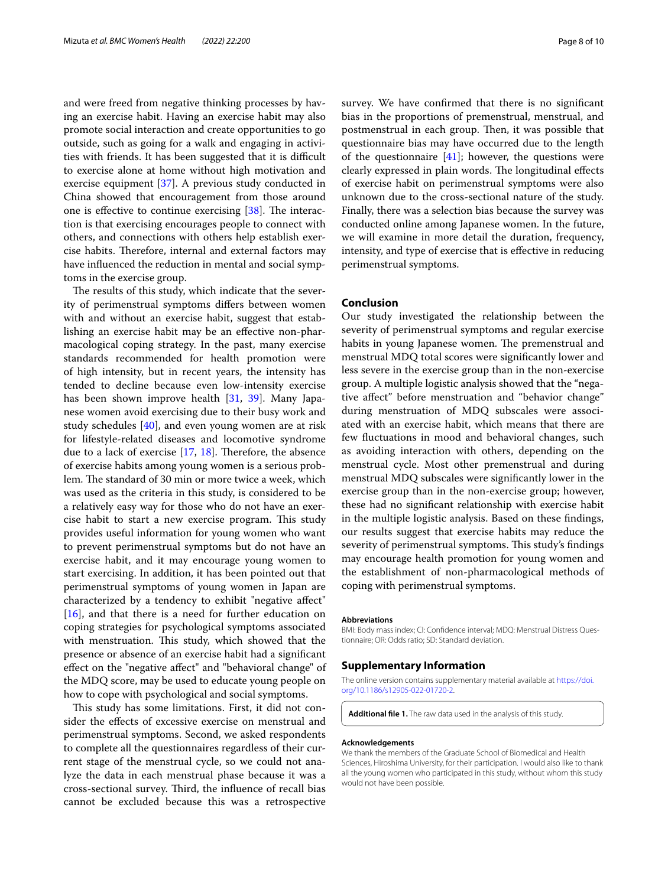and were freed from negative thinking processes by having an exercise habit. Having an exercise habit may also promote social interaction and create opportunities to go outside, such as going for a walk and engaging in activities with friends. It has been suggested that it is difficult to exercise alone at home without high motivation and exercise equipment [37]. A previous study conducted in China showed that encouragement from those around one is effective to continue exercising [38]. The interaction is that exercising encourages people to connect with others, and connections with others help establish exercise habits. Therefore, internal and external factors may have influenced the reduction in mental and social symptoms in the exercise group.

The results of this study, which indicate that the severity of perimenstrual symptoms differs between women with and without an exercise habit, suggest that establishing an exercise habit may be an effective non-pharmacological coping strategy. In the past, many exercise standards recommended for health promotion were of high intensity, but in recent years, the intensity has tended to decline because even low-intensity exercise has been shown improve health [31, 39]. Many Japanese women avoid exercising due to their busy work and study schedules [40], and even young women are at risk for lifestyle-related diseases and locomotive syndrome due to a lack of exercise [17, 18]. Therefore, the absence of exercise habits among young women is a serious problem. The standard of 30 min or more twice a week, which was used as the criteria in this study, is considered to be a relatively easy way for those who do not have an exercise habit to start a new exercise program. This study provides useful information for young women who want to prevent perimenstrual symptoms but do not have an exercise habit, and it may encourage young women to start exercising. In addition, it has been pointed out that perimenstrual symptoms of young women in Japan are characterized by a tendency to exhibit "negative affect" [16], and that there is a need for further education on coping strategies for psychological symptoms associated with menstruation. This study, which showed that the presence or absence of an exercise habit had a significant effect on the "negative affect" and "behavioral change" of the MDQ score, may be used to educate young people on how to cope with psychological and social symptoms.

This study has some limitations. First, it did not consider the effects of excessive exercise on menstrual and perimenstrual symptoms. Second, we asked respondents to complete all the questionnaires regardless of their current stage of the menstrual cycle, so we could not analyze the data in each menstrual phase because it was a cross-sectional survey. Third, the influence of recall bias cannot be excluded because this was a retrospective survey. We have confirmed that there is no significant bias in the proportions of premenstrual, menstrual, and postmenstrual in each group. Then, it was possible that questionnaire bias may have occurred due to the length of the questionnaire [41]; however, the questions were clearly expressed in plain words. The longitudinal effects of exercise habit on perimenstrual symptoms were also unknown due to the cross-sectional nature of the study. Finally, there was a selection bias because the survey was conducted online among Japanese women. In the future, we will examine in more detail the duration, frequency, intensity, and type of exercise that is effective in reducing perimenstrual symptoms.

## Conclusion

Our study investigated the relationship between the severity of perimenstrual symptoms and regular exercise habits in young Japanese women. The premenstrual and menstrual MDQ total scores were significantly lower and less severe in the exercise group than in the non-exercise group. A multiple logistic analysis showed that the "negative affect" before menstruation and "behavior change" during menstruation of MDQ subscales were associated with an exercise habit, which means that there are few fluctuations in mood and behavioral changes, such as avoiding interaction with others, depending on the menstrual cycle. Most other premenstrual and during menstrual MDQ subscales were significantly lower in the exercise group than in the non-exercise group; however, these had no significant relationship with exercise habit in the multiple logistic analysis. Based on these findings, our results suggest that exercise habits may reduce the severity of perimenstrual symptoms. This study's findings may encourage health promotion for young women and the establishment of non-pharmacological methods of coping with perimenstrual symptoms.

### Abbreviations

BMI: Body mass index; CI: Confidence interval; MDQ: Menstrual Distress Questionnaire; OR: Odds ratio; SD: Standard deviation.

## Supplementary Information

The online version contains supplementary material available at https://doi.org/10.1186/s12905-022-01720-2.

**Additional file 1.** The raw data used in the analysis of this study.

### Acknowledgements

We thank the members of the Graduate School of Biomedical and Health Sciences, Hiroshima University, for their participation. I would also like to thank all the young women who participated in this study, without whom this study would not have been possible.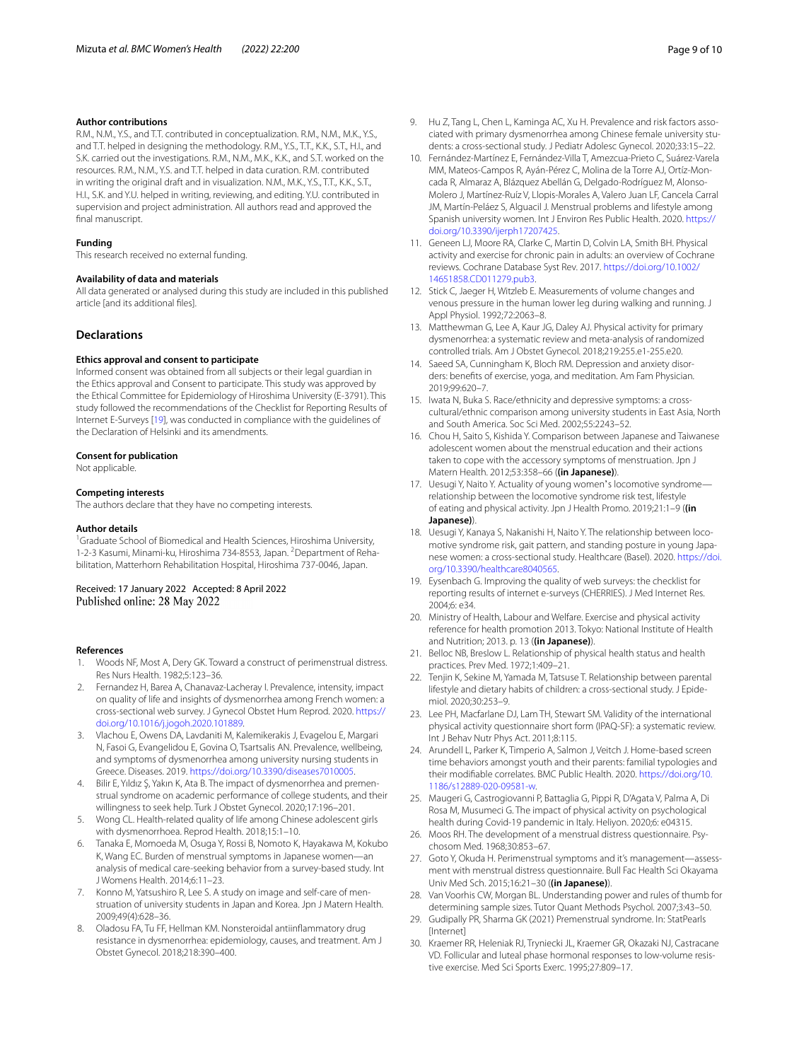### Author contributions

R.M., N.M., Y.S., and T.T. contributed in conceptualization. R.M., N.M., M.K., Y.S., and T.T. helped in designing the methodology. R.M., Y.S., T.T., K.K., S.T., H.I., and S.K. carried out the investigations. R.M., N.M., M.K., K.K., and S.T. worked on the resources. R.M., N.M., Y.S. and T.T. helped in data curation. R.M. contributed in writing the original draft and in visualization. N.M., M.K., Y.S., T.T., K.K., S.T., H.I., S.K. and Y.U. helped in writing, reviewing, and editing. Y.U. contributed in supervision and project administration. All authors read and approved the final manuscript.

### Funding

This research received no external funding.

### Availability of data and materials

All data generated or analysed during this study are included in this published article [and its additional files].

## Declarations

### Ethics approval and consent to participate

Informed consent was obtained from all subjects or their legal guardian in the Ethics approval and Consent to participate. This study was approved by the Ethical Committee for Epidemiology of Hiroshima University (E-3791). This study followed the recommendations of the Checklist for Reporting Results of Internet E-Surveys [19], was conducted in compliance with the guidelines of the Declaration of Helsinki and its amendments.

### Consent for publication

Not applicable.

### Competing interests

The authors declare that they have no competing interests.

### Author details

[1]Graduate School of Biomedical and Health Sciences, Hiroshima University, 1-2-3 Kasumi, Minami-ku, Hiroshima 734-8553, Japan. [2]Department of Rehabilitation, Matterhorn Rehabilitation Hospital, Hiroshima 737-0046, Japan.

Received: 17 January 2022 Accepted: 8 April 2022
Published online: 28 May 2022

### References

1. Woods NF, Most A, Dery GK. Toward a construct of perimenstrual distress. Res Nurs Health. 1982;5:123–36.
2. Fernandez H, Barea A, Chanavaz-Lacheray I. Prevalence, intensity, impact on quality of life and insights of dysmenorrhea among French women: a cross-sectional web survey. J Gynecol Obstet Hum Reprod. 2020. https://doi.org/10.1016/j.jogoh.2020.101889.
3. Vlachou E, Owens DA, Lavdaniti M, Kalemikerakis J, Evagelou E, Margari N, Fasoi G, Evangelidou E, Govina O, Tsartsalis AN. Prevalence, wellbeing, and symptoms of dysmenorrhea among university nursing students in Greece. Diseases. 2019. https://doi.org/10.3390/diseases7010005.
4. Bilir E, Yıldız Ş, Yakın K, Ata B. The impact of dysmenorrhea and premenstrual syndrome on academic performance of college students, and their willingness to seek help. Turk J Obstet Gynecol. 2020;17:196–201.
5. Wong CL. Health-related quality of life among Chinese adolescent girls with dysmenorrhoea. Reprod Health. 2018;15:1–10.
6. Tanaka E, Momoeda M, Osuga Y, Rossi B, Nomoto K, Hayakawa M, Kokubo K, Wang EC. Burden of menstrual symptoms in Japanese women—an analysis of medical care-seeking behavior from a survey-based study. Int J Womens Health. 2014;6:11–23.
7. Konno M, Yatsushiro R, Lee S. A study on image and self-care of menstruation of university students in Japan and Korea. Jpn J Matern Health. 2009;49(4):628–36.
8. Oladosu FA, Tu FF, Hellman KM. Nonsteroidal antiinflammatory drug resistance in dysmenorrhea: epidemiology, causes, and treatment. Am J Obstet Gynecol. 2018;218:390–400.
9. Hu Z, Tang L, Chen L, Kaminga AC, Xu H. Prevalence and risk factors associated with primary dysmenorrhea among Chinese female university students: a cross-sectional study. J Pediatr Adolesc Gynecol. 2020;33:15–22.
10. Fernández-Martínez E, Fernández-Villa T, Amezcua-Prieto C, Suárez-Varela MM, Mateos-Campos R, Ayán-Pérez C, Molina de la Torre AJ, Ortíz-Moncada R, Almaraz A, Blázquez Abellán G, Delgado-Rodríguez M, Alonso-Molero J, Martínez-Ruíz V, Llopis-Morales A, Valero Juan LF, Cancela Carral JM, Martín-Peláez S, Alguacil J. Menstrual problems and lifestyle among Spanish university women. Int J Environ Res Public Health. 2020. https://doi.org/10.3390/ijerph17207425.
11. Geneen LJ, Moore RA, Clarke C, Martin D, Colvin LA, Smith BH. Physical activity and exercise for chronic pain in adults: an overview of Cochrane reviews. Cochrane Database Syst Rev. 2017. https://doi.org/10.1002/14651858.CD011279.pub3.
12. Stick C, Jaeger H, Witzleb E. Measurements of volume changes and venous pressure in the human lower leg during walking and running. J Appl Physiol. 1992;72:2063–8.
13. Matthewman G, Lee A, Kaur JG, Daley AJ. Physical activity for primary dysmenorrhea: a systematic review and meta-analysis of randomized controlled trials. Am J Obstet Gynecol. 2018;219:255.e1-255.e20.
14. Saeed SA, Cunningham K, Bloch RM. Depression and anxiety disorders: benefits of exercise, yoga, and meditation. Am Fam Physician. 2019;99:620–7.
15. Iwata N, Buka S. Race/ethnicity and depressive symptoms: a cross-cultural/ethnic comparison among university students in East Asia, North and South America. Soc Sci Med. 2002;55:2243–52.
16. Chou H, Saito S, Kishida Y. Comparison between Japanese and Taiwanese adolescent women about the menstrual education and their actions taken to cope with the accessory symptoms of menstruation. Jpn J Matern Health. 2012;53:358–66 (**(in Japanese)**).
17. Uesugi Y, Naito Y. Actuality of young women's locomotive syndrome—relationship between the locomotive syndrome risk test, lifestyle of eating and physical activity. Jpn J Health Promo. 2019;21:1–9 (**(in Japanese)**).
18. Uesugi Y, Kanaya S, Nakanishi H, Naito Y. The relationship between locomotive syndrome risk, gait pattern, and standing posture in young Japanese women: a cross-sectional study. Healthcare (Basel). 2020. https://doi.org/10.3390/healthcare8040565.
19. Eysenbach G. Improving the quality of web surveys: the checklist for reporting results of internet e-surveys (CHERRIES). J Med Internet Res. 2004;6: e34.
20. Ministry of Health, Labour and Welfare. Exercise and physical activity reference for health promotion 2013. Tokyo: National Institute of Health and Nutrition; 2013. p. 13 (**(in Japanese)**).
21. Belloc NB, Breslow L. Relationship of physical health status and health practices. Prev Med. 1972;1:409–21.
22. Tenjin K, Sekine M, Yamada M, Tatsuse T. Relationship between parental lifestyle and dietary habits of children: a cross-sectional study. J Epidemiol. 2020;30:253–9.
23. Lee PH, Macfarlane DJ, Lam TH, Stewart SM. Validity of the international physical activity questionnaire short form (IPAQ-SF): a systematic review. Int J Behav Nutr Phys Act. 2011;8:115.
24. Arundell L, Parker K, Timperio A, Salmon J, Veitch J. Home-based screen time behaviors amongst youth and their parents: familial typologies and their modifiable correlates. BMC Public Health. 2020. https://doi.org/10.1186/s12889-020-09581-w.
25. Maugeri G, Castrogiovanni P, Battaglia G, Pippi R, D'Agata V, Palma A, Di Rosa M, Musumeci G. The impact of physical activity on psychological health during Covid-19 pandemic in Italy. Heliyon. 2020;6: e04315.
26. Moos RH. The development of a menstrual distress questionnaire. Psychosom Med. 1968;30:853–67.
27. Goto Y, Okuda H. Perimenstrual symptoms and it's management—assessment with menstrual distress questionnaire. Bull Fac Health Sci Okayama Univ Med Sch. 2015;16:21–30 (**(in Japanese)**).
28. Van Voorhis CW, Morgan BL. Understanding power and rules of thumb for determining sample sizes. Tutor Quant Methods Psychol. 2007;3:43–50.
29. Gudipally PR, Sharma GK (2021) Premenstrual syndrome. In: StatPearls [Internet]
30. Kraemer RR, Heleniak RJ, Tryniecki JL, Kraemer GR, Okazaki NJ, Castracane VD. Follicular and luteal phase hormonal responses to low-volume resistive exercise. Med Sci Sports Exerc. 1995;27:809–17.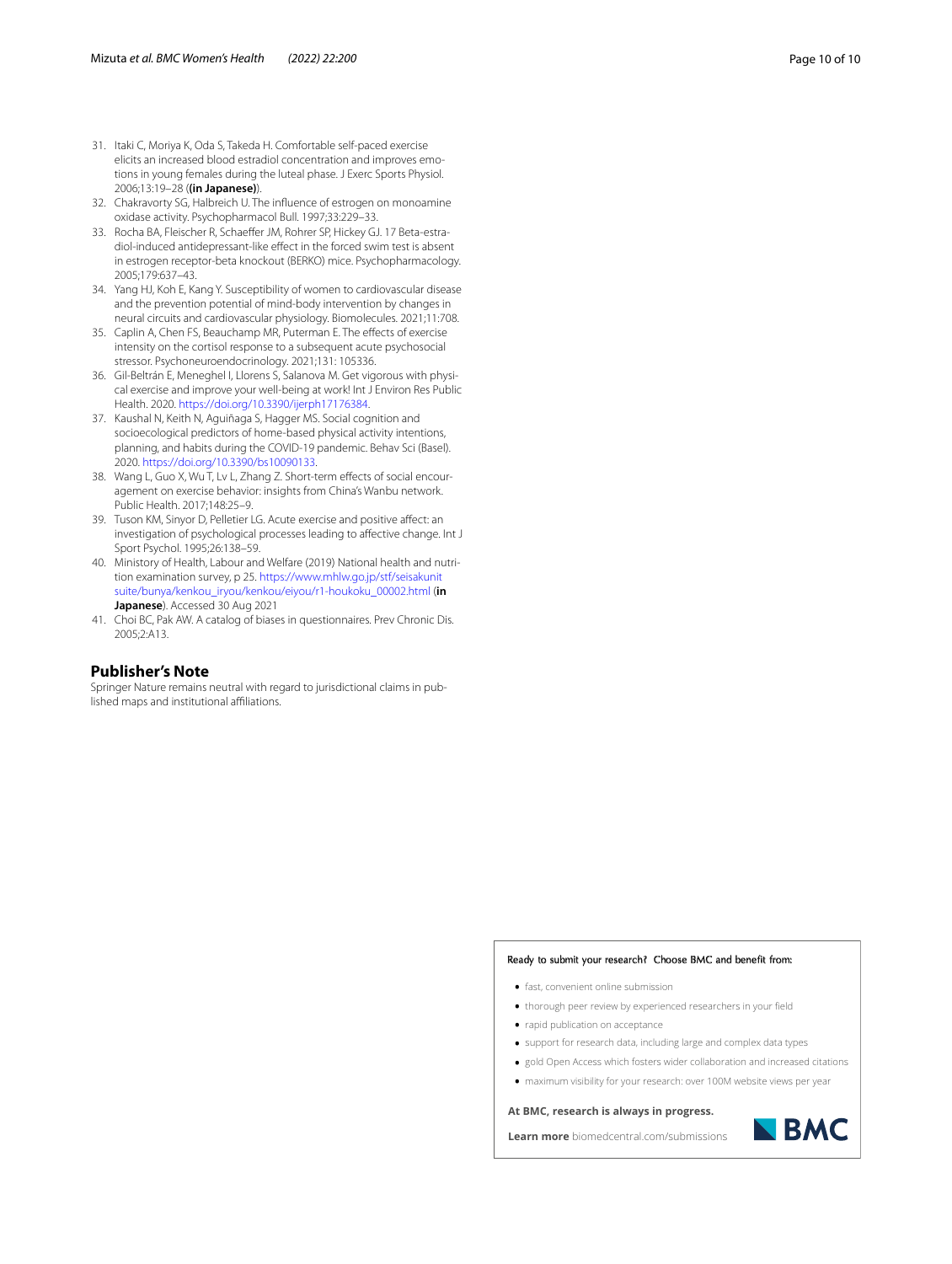31. Itaki C, Moriya K, Oda S, Takeda H. Comfortable self-paced exercise elicits an increased blood estradiol concentration and improves emotions in young females during the luteal phase. J Exerc Sports Physiol. 2006;13:19–28 (**(in Japanese)**).
32. Chakravorty SG, Halbreich U. The influence of estrogen on monoamine oxidase activity. Psychopharmacol Bull. 1997;33:229–33.
33. Rocha BA, Fleischer R, Schaeffer JM, Rohrer SP, Hickey GJ. 17 Beta-estradiol-induced antidepressant-like effect in the forced swim test is absent in estrogen receptor-beta knockout (BERKO) mice. Psychopharmacology. 2005;179:637–43.
34. Yang HJ, Koh E, Kang Y. Susceptibility of women to cardiovascular disease and the prevention potential of mind-body intervention by changes in neural circuits and cardiovascular physiology. Biomolecules. 2021;11:708.
35. Caplin A, Chen FS, Beauchamp MR, Puterman E. The effects of exercise intensity on the cortisol response to a subsequent acute psychosocial stressor. Psychoneuroendocrinology. 2021;131: 105336.
36. Gil-Beltrán E, Meneghel I, Llorens S, Salanova M. Get vigorous with physical exercise and improve your well-being at work! Int J Environ Res Public Health. 2020. https://doi.org/10.3390/ijerph17176384.
37. Kaushal N, Keith N, Aguiñaga S, Hagger MS. Social cognition and socioecological predictors of home-based physical activity intentions, planning, and habits during the COVID-19 pandemic. Behav Sci (Basel). 2020. https://doi.org/10.3390/bs10090133.
38. Wang L, Guo X, Wu T, Lv L, Zhang Z. Short-term effects of social encouragement on exercise behavior: insights from China's Wanbu network. Public Health. 2017;148:25–9.
39. Tuson KM, Sinyor D, Pelletier LG. Acute exercise and positive affect: an investigation of psychological processes leading to affective change. Int J Sport Psychol. 1995;26:138–59.
40. Ministry of Health, Labour and Welfare (2019) National health and nutrition examination survey, p 25. https://www.mhlw.go.jp/stf/seisakunitsuite/bunya/kenkou_iryou/kenkou/eiyou/r1-houkoku_00002.html (**in Japanese**). Accessed 30 Aug 2021
41. Choi BC, Pak AW. A catalog of biases in questionnaires. Prev Chronic Dis. 2005;2:A13.

## Publisher's Note

Springer Nature remains neutral with regard to jurisdictional claims in published maps and institutional affiliations.

Ready to submit your research? Choose BMC and benefit from:

- fast, convenient online submission
- thorough peer review by experienced researchers in your field
- rapid publication on acceptance
- support for research data, including large and complex data types
- gold Open Access which fosters wider collaboration and increased citations
- maximum visibility for your research: over 100M website views per year

**At BMC, research is always in progress.**

**Learn more** biomedcentral.com/submissions

BMC